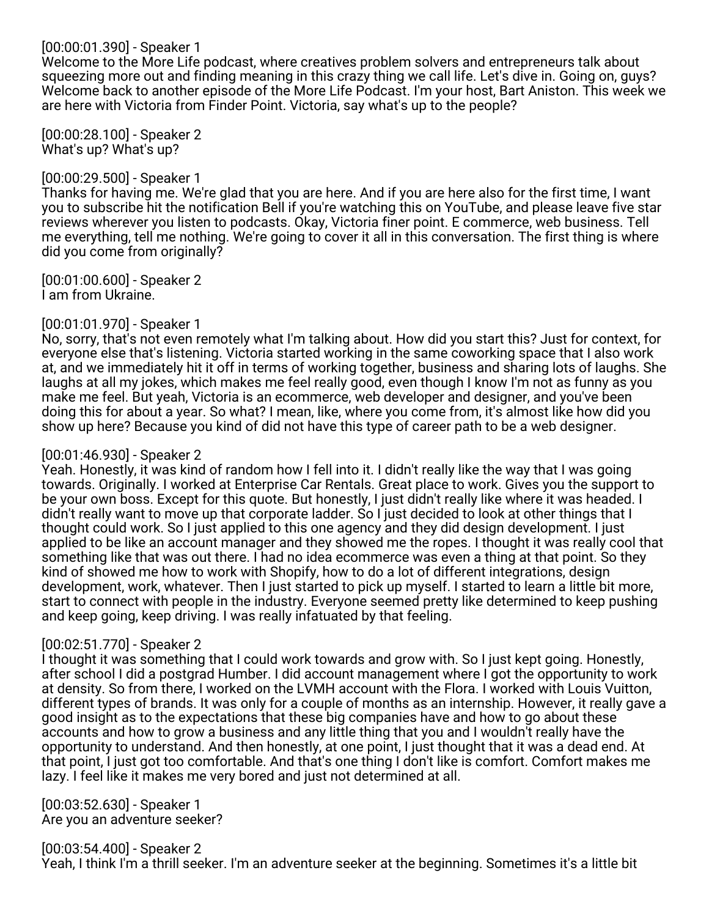[00:00:01.390] - Speaker 1
Welcome to the More Life podcast, where creatives problem solvers and entrepreneurs talk about squeezing more out and finding meaning in this crazy thing we call life. Let's dive in. Going on, guys? Welcome back to another episode of the More Life Podcast. I'm your host, Bart Aniston. This week we are here with Victoria from Finder Point. Victoria, say what's up to the people?

[00:00:28.100] - Speaker 2
What's up? What's up?

[00:00:29.500] - Speaker 1
Thanks for having me. We're glad that you are here. And if you are here also for the first time, I want you to subscribe hit the notification Bell if you're watching this on YouTube, and please leave five star reviews wherever you listen to podcasts. Okay, Victoria finer point. E commerce, web business. Tell me everything, tell me nothing. We're going to cover it all in this conversation. The first thing is where did you come from originally?

[00:01:00.600] - Speaker 2
I am from Ukraine.

[00:01:01.970] - Speaker 1
No, sorry, that's not even remotely what I'm talking about. How did you start this? Just for context, for everyone else that's listening. Victoria started working in the same coworking space that I also work at, and we immediately hit it off in terms of working together, business and sharing lots of laughs. She laughs at all my jokes, which makes me feel really good, even though I know I'm not as funny as you make me feel. But yeah, Victoria is an ecommerce, web developer and designer, and you've been doing this for about a year. So what? I mean, like, where you come from, it's almost like how did you show up here? Because you kind of did not have this type of career path to be a web designer.

[00:01:46.930] - Speaker 2
Yeah. Honestly, it was kind of random how I fell into it. I didn't really like the way that I was going towards. Originally. I worked at Enterprise Car Rentals. Great place to work. Gives you the support to be your own boss. Except for this quote. But honestly, I just didn't really like where it was headed. I didn't really want to move up that corporate ladder. So I just decided to look at other things that I thought could work. So I just applied to this one agency and they did design development. I just applied to be like an account manager and they showed me the ropes. I thought it was really cool that something like that was out there. I had no idea ecommerce was even a thing at that point. So they kind of showed me how to work with Shopify, how to do a lot of different integrations, design development, work, whatever. Then I just started to pick up myself. I started to learn a little bit more, start to connect with people in the industry. Everyone seemed pretty like determined to keep pushing and keep going, keep driving. I was really infatuated by that feeling.

[00:02:51.770] - Speaker 2
I thought it was something that I could work towards and grow with. So I just kept going. Honestly, after school I did a postgrad Humber. I did account management where I got the opportunity to work at density. So from there, I worked on the LVMH account with the Flora. I worked with Louis Vuitton, different types of brands. It was only for a couple of months as an internship. However, it really gave a good insight as to the expectations that these big companies have and how to go about these accounts and how to grow a business and any little thing that you and I wouldn't really have the opportunity to understand. And then honestly, at one point, I just thought that it was a dead end. At that point, I just got too comfortable. And that's one thing I don't like is comfort. Comfort makes me lazy. I feel like it makes me very bored and just not determined at all.

[00:03:52.630] - Speaker 1
Are you an adventure seeker?

[00:03:54.400] - Speaker 2
Yeah, I think I'm a thrill seeker. I'm an adventure seeker at the beginning. Sometimes it's a little bit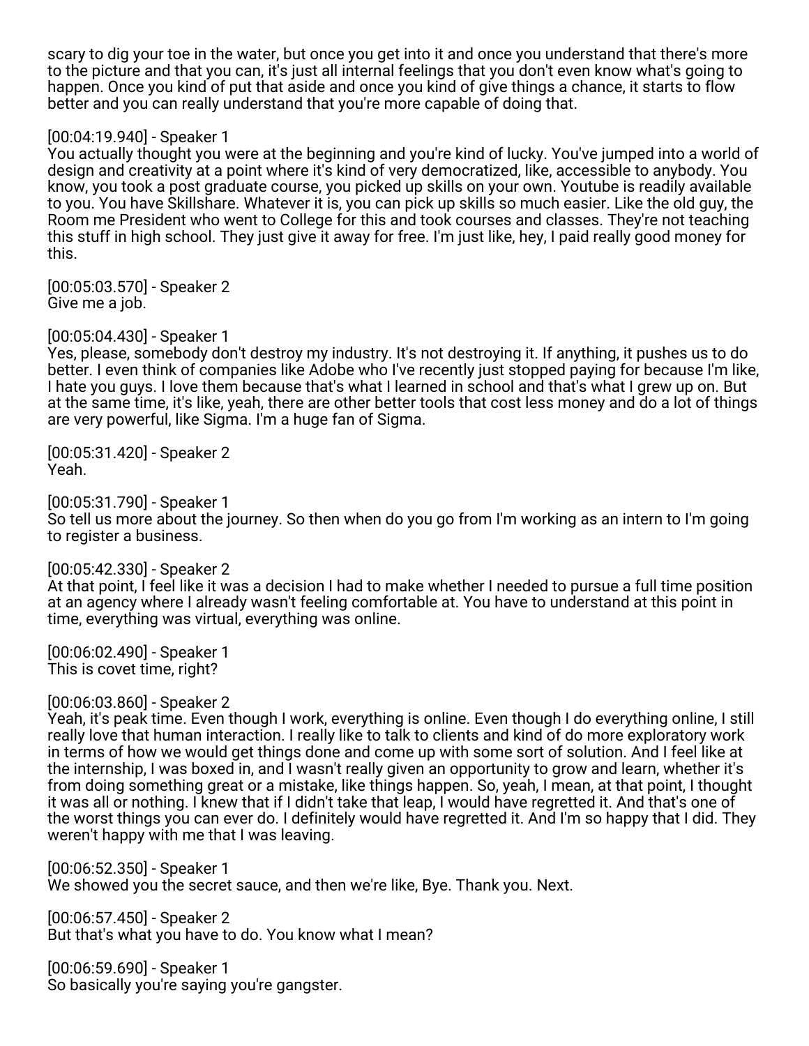scary to dig your toe in the water, but once you get into it and once you understand that there's more to the picture and that you can, it's just all internal feelings that you don't even know what's going to happen. Once you kind of put that aside and once you kind of give things a chance, it starts to flow better and you can really understand that you're more capable of doing that.

[00:04:19.940] - Speaker 1
You actually thought you were at the beginning and you're kind of lucky. You've jumped into a world of design and creativity at a point where it's kind of very democratized, like, accessible to anybody. You know, you took a post graduate course, you picked up skills on your own. Youtube is readily available to you. You have Skillshare. Whatever it is, you can pick up skills so much easier. Like the old guy, the Room me President who went to College for this and took courses and classes. They're not teaching this stuff in high school. They just give it away for free. I'm just like, hey, I paid really good money for this.

[00:05:03.570] - Speaker 2
Give me a job.

[00:05:04.430] - Speaker 1
Yes, please, somebody don't destroy my industry. It's not destroying it. If anything, it pushes us to do better. I even think of companies like Adobe who I've recently just stopped paying for because I'm like, I hate you guys. I love them because that's what I learned in school and that's what I grew up on. But at the same time, it's like, yeah, there are other better tools that cost less money and do a lot of things are very powerful, like Sigma. I'm a huge fan of Sigma.

[00:05:31.420] - Speaker 2
Yeah.

[00:05:31.790] - Speaker 1
So tell us more about the journey. So then when do you go from I'm working as an intern to I'm going to register a business.

[00:05:42.330] - Speaker 2
At that point, I feel like it was a decision I had to make whether I needed to pursue a full time position at an agency where I already wasn't feeling comfortable at. You have to understand at this point in time, everything was virtual, everything was online.

[00:06:02.490] - Speaker 1
This is covet time, right?

[00:06:03.860] - Speaker 2
Yeah, it's peak time. Even though I work, everything is online. Even though I do everything online, I still really love that human interaction. I really like to talk to clients and kind of do more exploratory work in terms of how we would get things done and come up with some sort of solution. And I feel like at the internship, I was boxed in, and I wasn't really given an opportunity to grow and learn, whether it's from doing something great or a mistake, like things happen. So, yeah, I mean, at that point, I thought it was all or nothing. I knew that if I didn't take that leap, I would have regretted it. And that's one of the worst things you can ever do. I definitely would have regretted it. And I'm so happy that I did. They weren't happy with me that I was leaving.

[00:06:52.350] - Speaker 1
We showed you the secret sauce, and then we're like, Bye. Thank you. Next.

[00:06:57.450] - Speaker 2
But that's what you have to do. You know what I mean?

[00:06:59.690] - Speaker 1
So basically you're saying you're gangster.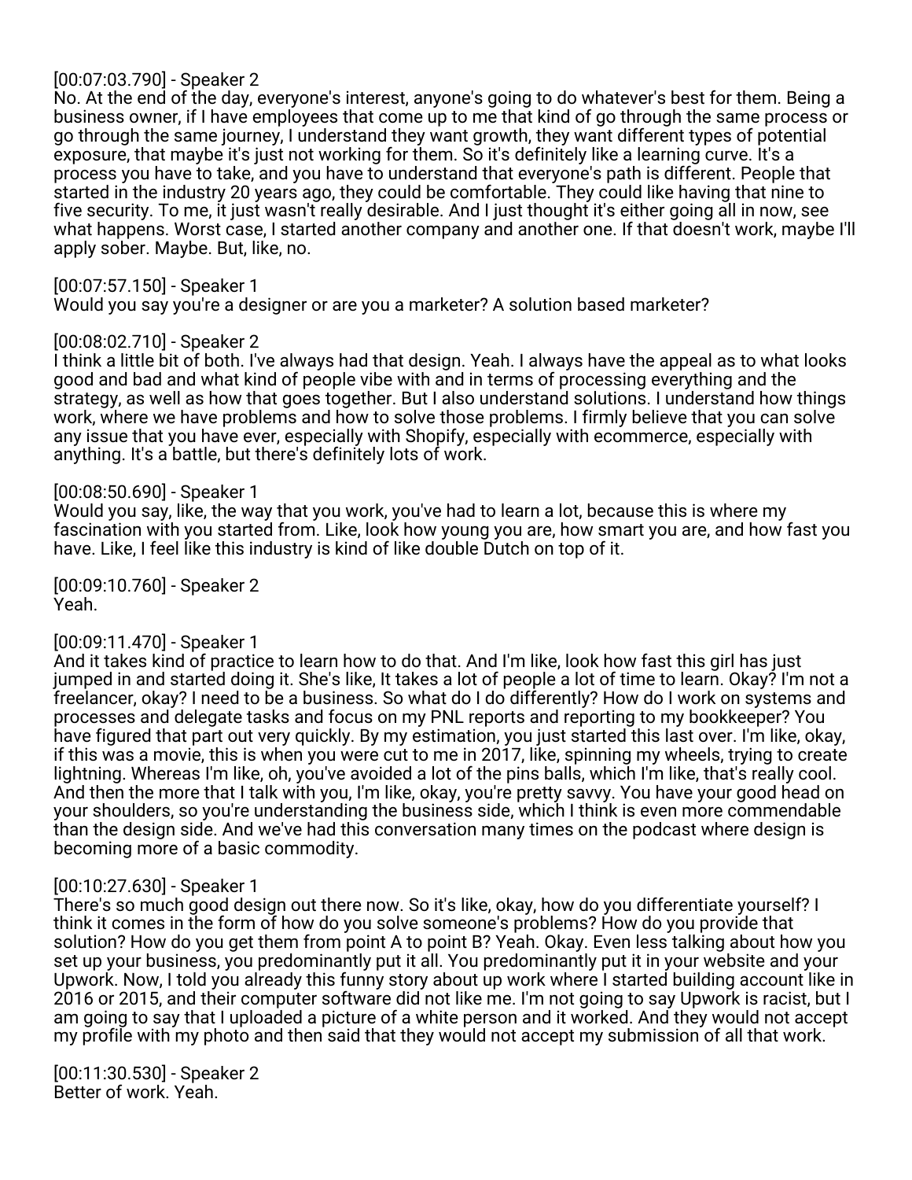[00:07:03.790] - Speaker 2
No. At the end of the day, everyone's interest, anyone's going to do whatever's best for them. Being a business owner, if I have employees that come up to me that kind of go through the same process or go through the same journey, I understand they want growth, they want different types of potential exposure, that maybe it's just not working for them. So it's definitely like a learning curve. It's a process you have to take, and you have to understand that everyone's path is different. People that started in the industry 20 years ago, they could be comfortable. They could like having that nine to five security. To me, it just wasn't really desirable. And I just thought it's either going all in now, see what happens. Worst case, I started another company and another one. If that doesn't work, maybe I'll apply sober. Maybe. But, like, no.

[00:07:57.150] - Speaker 1
Would you say you're a designer or are you a marketer? A solution based marketer?

[00:08:02.710] - Speaker 2
I think a little bit of both. I've always had that design. Yeah. I always have the appeal as to what looks good and bad and what kind of people vibe with and in terms of processing everything and the strategy, as well as how that goes together. But I also understand solutions. I understand how things work, where we have problems and how to solve those problems. I firmly believe that you can solve any issue that you have ever, especially with Shopify, especially with ecommerce, especially with anything. It's a battle, but there's definitely lots of work.

[00:08:50.690] - Speaker 1
Would you say, like, the way that you work, you've had to learn a lot, because this is where my fascination with you started from. Like, look how young you are, how smart you are, and how fast you have. Like, I feel like this industry is kind of like double Dutch on top of it.

[00:09:10.760] - Speaker 2
Yeah.

[00:09:11.470] - Speaker 1
And it takes kind of practice to learn how to do that. And I'm like, look how fast this girl has just jumped in and started doing it. She's like, It takes a lot of people a lot of time to learn. Okay? I'm not a freelancer, okay? I need to be a business. So what do I do differently? How do I work on systems and processes and delegate tasks and focus on my PNL reports and reporting to my bookkeeper? You have figured that part out very quickly. By my estimation, you just started this last over. I'm like, okay, if this was a movie, this is when you were cut to me in 2017, like, spinning my wheels, trying to create lightning. Whereas I'm like, oh, you've avoided a lot of the pins balls, which I'm like, that's really cool. And then the more that I talk with you, I'm like, okay, you're pretty savvy. You have your good head on your shoulders, so you're understanding the business side, which I think is even more commendable than the design side. And we've had this conversation many times on the podcast where design is becoming more of a basic commodity.

[00:10:27.630] - Speaker 1
There's so much good design out there now. So it's like, okay, how do you differentiate yourself? I think it comes in the form of how do you solve someone's problems? How do you provide that solution? How do you get them from point A to point B? Yeah. Okay. Even less talking about how you set up your business, you predominantly put it all. You predominantly put it in your website and your Upwork. Now, I told you already this funny story about up work where I started building account like in 2016 or 2015, and their computer software did not like me. I'm not going to say Upwork is racist, but I am going to say that I uploaded a picture of a white person and it worked. And they would not accept my profile with my photo and then said that they would not accept my submission of all that work.

[00:11:30.530] - Speaker 2
Better of work. Yeah.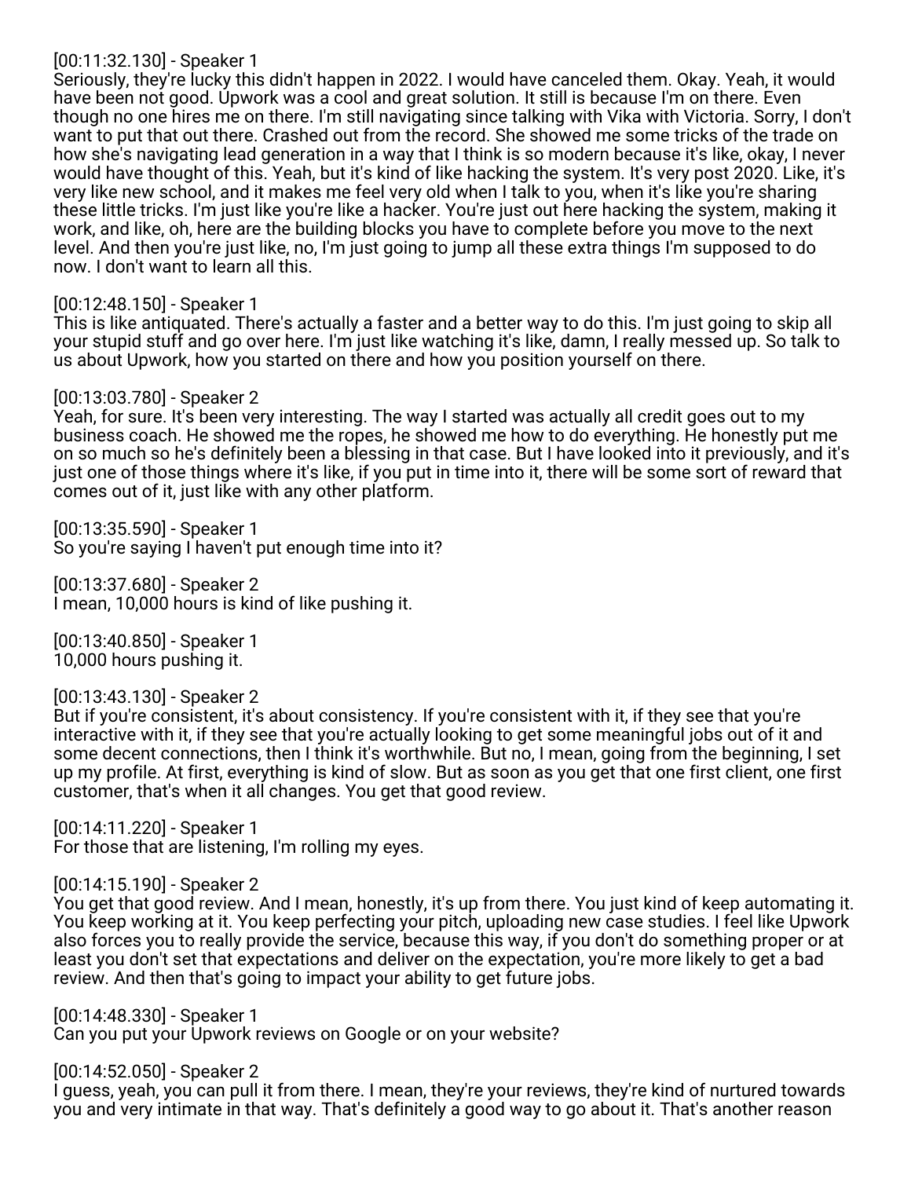[00:11:32.130] - Speaker 1
Seriously, they're lucky this didn't happen in 2022. I would have canceled them. Okay. Yeah, it would have been not good. Upwork was a cool and great solution. It still is because I'm on there. Even though no one hires me on there. I'm still navigating since talking with Vika with Victoria. Sorry, I don't want to put that out there. Crashed out from the record. She showed me some tricks of the trade on how she's navigating lead generation in a way that I think is so modern because it's like, okay, I never would have thought of this. Yeah, but it's kind of like hacking the system. It's very post 2020. Like, it's very like new school, and it makes me feel very old when I talk to you, when it's like you're sharing these little tricks. I'm just like you're like a hacker. You're just out here hacking the system, making it work, and like, oh, here are the building blocks you have to complete before you move to the next level. And then you're just like, no, I'm just going to jump all these extra things I'm supposed to do now. I don't want to learn all this.

[00:12:48.150] - Speaker 1
This is like antiquated. There's actually a faster and a better way to do this. I'm just going to skip all your stupid stuff and go over here. I'm just like watching it's like, damn, I really messed up. So talk to us about Upwork, how you started on there and how you position yourself on there.

[00:13:03.780] - Speaker 2
Yeah, for sure. It's been very interesting. The way I started was actually all credit goes out to my business coach. He showed me the ropes, he showed me how to do everything. He honestly put me on so much so he's definitely been a blessing in that case. But I have looked into it previously, and it's just one of those things where it's like, if you put in time into it, there will be some sort of reward that comes out of it, just like with any other platform.

[00:13:35.590] - Speaker 1
So you're saying I haven't put enough time into it?

[00:13:37.680] - Speaker 2
I mean, 10,000 hours is kind of like pushing it.

[00:13:40.850] - Speaker 1
10,000 hours pushing it.

[00:13:43.130] - Speaker 2
But if you're consistent, it's about consistency. If you're consistent with it, if they see that you're interactive with it, if they see that you're actually looking to get some meaningful jobs out of it and some decent connections, then I think it's worthwhile. But no, I mean, going from the beginning, I set up my profile. At first, everything is kind of slow. But as soon as you get that one first client, one first customer, that's when it all changes. You get that good review.

[00:14:11.220] - Speaker 1
For those that are listening, I'm rolling my eyes.

[00:14:15.190] - Speaker 2
You get that good review. And I mean, honestly, it's up from there. You just kind of keep automating it. You keep working at it. You keep perfecting your pitch, uploading new case studies. I feel like Upwork also forces you to really provide the service, because this way, if you don't do something proper or at least you don't set that expectations and deliver on the expectation, you're more likely to get a bad review. And then that's going to impact your ability to get future jobs.

[00:14:48.330] - Speaker 1
Can you put your Upwork reviews on Google or on your website?

[00:14:52.050] - Speaker 2
I guess, yeah, you can pull it from there. I mean, they're your reviews, they're kind of nurtured towards you and very intimate in that way. That's definitely a good way to go about it. That's another reason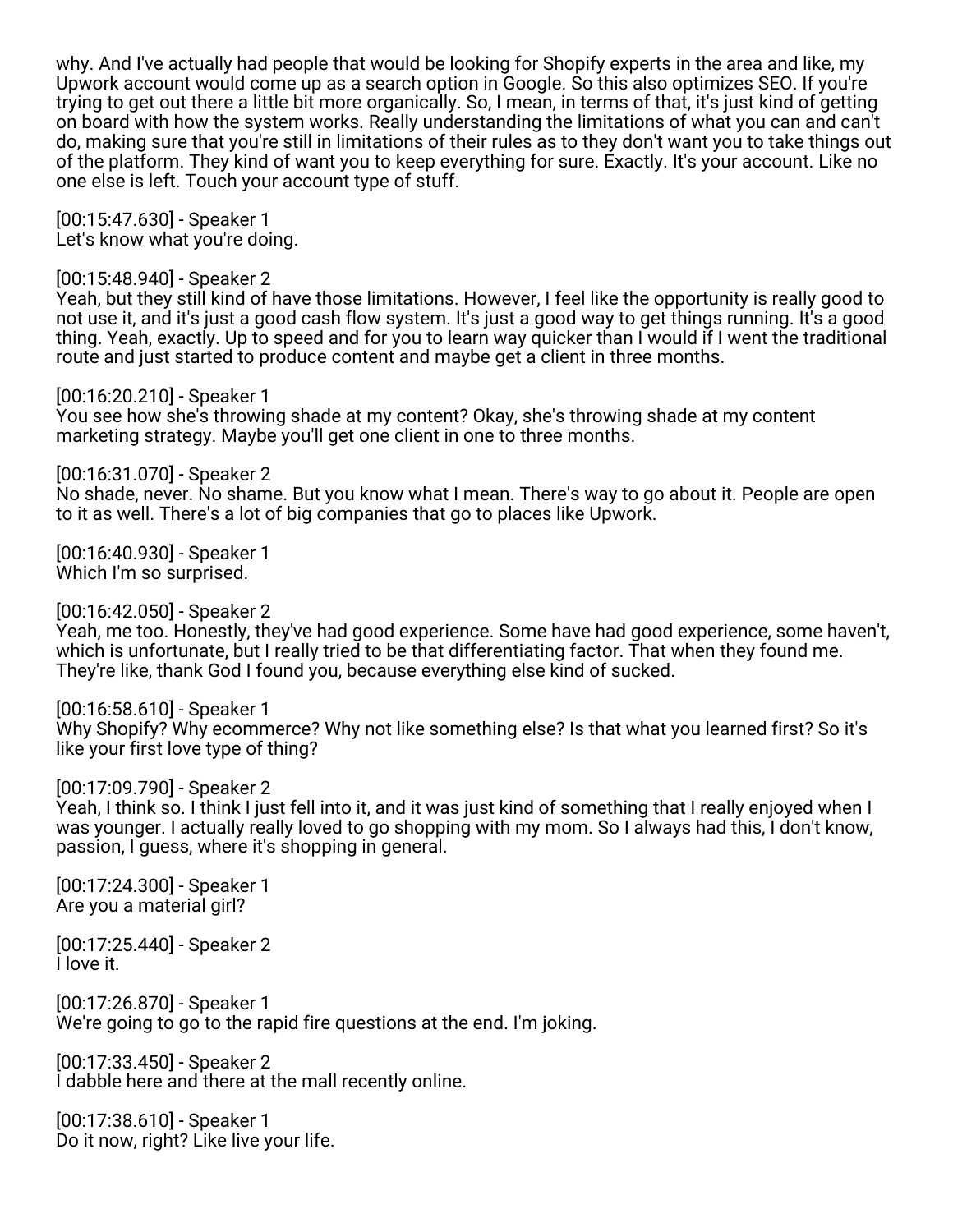why. And I've actually had people that would be looking for Shopify experts in the area and like, my Upwork account would come up as a search option in Google. So this also optimizes SEO. If you're trying to get out there a little bit more organically. So, I mean, in terms of that, it's just kind of getting on board with how the system works. Really understanding the limitations of what you can and can't do, making sure that you're still in limitations of their rules as to they don't want you to take things out of the platform. They kind of want you to keep everything for sure. Exactly. It's your account. Like no one else is left. Touch your account type of stuff.

[00:15:47.630] - Speaker 1
Let's know what you're doing.

[00:15:48.940] - Speaker 2
Yeah, but they still kind of have those limitations. However, I feel like the opportunity is really good to not use it, and it's just a good cash flow system. It's just a good way to get things running. It's a good thing. Yeah, exactly. Up to speed and for you to learn way quicker than I would if I went the traditional route and just started to produce content and maybe get a client in three months.

[00:16:20.210] - Speaker 1
You see how she's throwing shade at my content? Okay, she's throwing shade at my content marketing strategy. Maybe you'll get one client in one to three months.

[00:16:31.070] - Speaker 2
No shade, never. No shame. But you know what I mean. There's way to go about it. People are open to it as well. There's a lot of big companies that go to places like Upwork.

[00:16:40.930] - Speaker 1
Which I'm so surprised.

[00:16:42.050] - Speaker 2
Yeah, me too. Honestly, they've had good experience. Some have had good experience, some haven't, which is unfortunate, but I really tried to be that differentiating factor. That when they found me. They're like, thank God I found you, because everything else kind of sucked.

[00:16:58.610] - Speaker 1
Why Shopify? Why ecommerce? Why not like something else? Is that what you learned first? So it's like your first love type of thing?

[00:17:09.790] - Speaker 2
Yeah, I think so. I think I just fell into it, and it was just kind of something that I really enjoyed when I was younger. I actually really loved to go shopping with my mom. So I always had this, I don't know, passion, I guess, where it's shopping in general.

[00:17:24.300] - Speaker 1
Are you a material girl?

[00:17:25.440] - Speaker 2
I love it.

[00:17:26.870] - Speaker 1
We're going to go to the rapid fire questions at the end. I'm joking.

[00:17:33.450] - Speaker 2
I dabble here and there at the mall recently online.

[00:17:38.610] - Speaker 1
Do it now, right? Like live your life.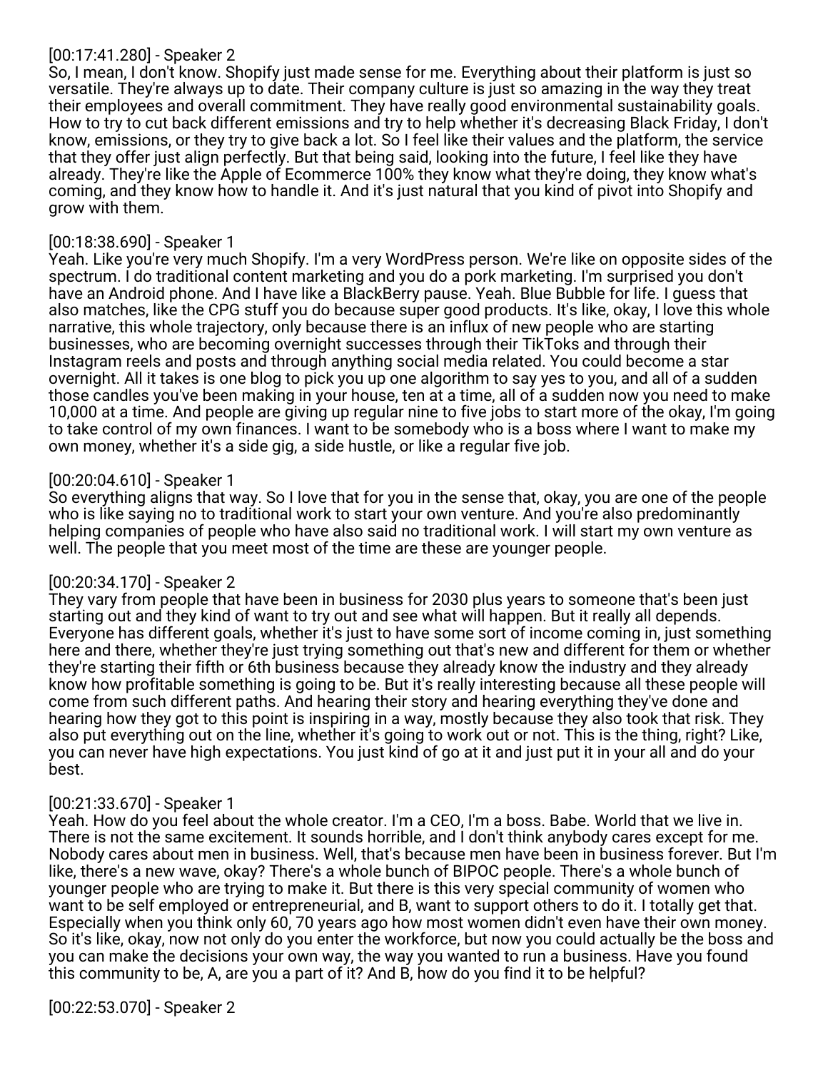[00:17:41.280] - Speaker 2
So, I mean, I don't know. Shopify just made sense for me. Everything about their platform is just so versatile. They're always up to date. Their company culture is just so amazing in the way they treat their employees and overall commitment. They have really good environmental sustainability goals. How to try to cut back different emissions and try to help whether it's decreasing Black Friday, I don't know, emissions, or they try to give back a lot. So I feel like their values and the platform, the service that they offer just align perfectly. But that being said, looking into the future, I feel like they have already. They're like the Apple of Ecommerce 100% they know what they're doing, they know what's coming, and they know how to handle it. And it's just natural that you kind of pivot into Shopify and grow with them.

[00:18:38.690] - Speaker 1
Yeah. Like you're very much Shopify. I'm a very WordPress person. We're like on opposite sides of the spectrum. I do traditional content marketing and you do a pork marketing. I'm surprised you don't have an Android phone. And I have like a BlackBerry pause. Yeah. Blue Bubble for life. I guess that also matches, like the CPG stuff you do because super good products. It's like, okay, I love this whole narrative, this whole trajectory, only because there is an influx of new people who are starting businesses, who are becoming overnight successes through their TikToks and through their Instagram reels and posts and through anything social media related. You could become a star overnight. All it takes is one blog to pick you up one algorithm to say yes to you, and all of a sudden those candles you've been making in your house, ten at a time, all of a sudden now you need to make 10,000 at a time. And people are giving up regular nine to five jobs to start more of the okay, I'm going to take control of my own finances. I want to be somebody who is a boss where I want to make my own money, whether it's a side gig, a side hustle, or like a regular five job.

[00:20:04.610] - Speaker 1
So everything aligns that way. So I love that for you in the sense that, okay, you are one of the people who is like saying no to traditional work to start your own venture. And you're also predominantly helping companies of people who have also said no traditional work. I will start my own venture as well. The people that you meet most of the time are these are younger people.

[00:20:34.170] - Speaker 2
They vary from people that have been in business for 2030 plus years to someone that's been just starting out and they kind of want to try out and see what will happen. But it really all depends. Everyone has different goals, whether it's just to have some sort of income coming in, just something here and there, whether they're just trying something out that's new and different for them or whether they're starting their fifth or 6th business because they already know the industry and they already know how profitable something is going to be. But it's really interesting because all these people will come from such different paths. And hearing their story and hearing everything they've done and hearing how they got to this point is inspiring in a way, mostly because they also took that risk. They also put everything out on the line, whether it's going to work out or not. This is the thing, right? Like, you can never have high expectations. You just kind of go at it and just put it in your all and do your best.

[00:21:33.670] - Speaker 1
Yeah. How do you feel about the whole creator. I'm a CEO, I'm a boss. Babe. World that we live in. There is not the same excitement. It sounds horrible, and I don't think anybody cares except for me. Nobody cares about men in business. Well, that's because men have been in business forever. But I'm like, there's a new wave, okay? There's a whole bunch of BIPOC people. There's a whole bunch of younger people who are trying to make it. But there is this very special community of women who want to be self employed or entrepreneurial, and B, want to support others to do it. I totally get that. Especially when you think only 60, 70 years ago how most women didn't even have their own money. So it's like, okay, now not only do you enter the workforce, but now you could actually be the boss and you can make the decisions your own way, the way you wanted to run a business. Have you found this community to be, A, are you a part of it? And B, how do you find it to be helpful?

[00:22:53.070] - Speaker 2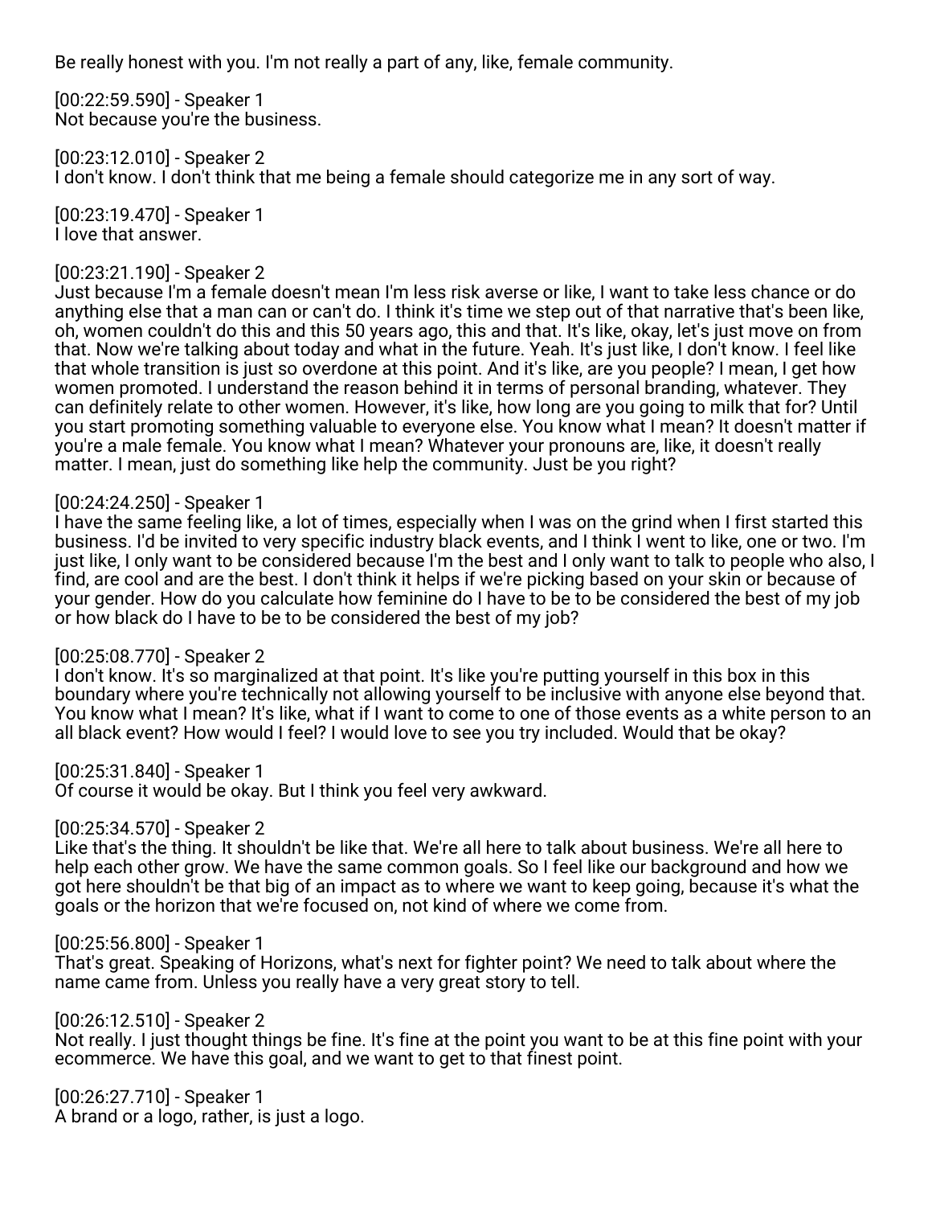Be really honest with you. I'm not really a part of any, like, female community.

[00:22:59.590] - Speaker 1
Not because you're the business.

[00:23:12.010] - Speaker 2
I don't know. I don't think that me being a female should categorize me in any sort of way.

[00:23:19.470] - Speaker 1
I love that answer.

[00:23:21.190] - Speaker 2
Just because I'm a female doesn't mean I'm less risk averse or like, I want to take less chance or do anything else that a man can or can't do. I think it's time we step out of that narrative that's been like, oh, women couldn't do this and this 50 years ago, this and that. It's like, okay, let's just move on from that. Now we're talking about today and what in the future. Yeah. It's just like, I don't know. I feel like that whole transition is just so overdone at this point. And it's like, are you people? I mean, I get how women promoted. I understand the reason behind it in terms of personal branding, whatever. They can definitely relate to other women. However, it's like, how long are you going to milk that for? Until you start promoting something valuable to everyone else. You know what I mean? It doesn't matter if you're a male female. You know what I mean? Whatever your pronouns are, like, it doesn't really matter. I mean, just do something like help the community. Just be you right?

[00:24:24.250] - Speaker 1
I have the same feeling like, a lot of times, especially when I was on the grind when I first started this business. I'd be invited to very specific industry black events, and I think I went to like, one or two. I'm just like, I only want to be considered because I'm the best and I only want to talk to people who also, I find, are cool and are the best. I don't think it helps if we're picking based on your skin or because of your gender. How do you calculate how feminine do I have to be to be considered the best of my job or how black do I have to be to be considered the best of my job?

[00:25:08.770] - Speaker 2
I don't know. It's so marginalized at that point. It's like you're putting yourself in this box in this boundary where you're technically not allowing yourself to be inclusive with anyone else beyond that. You know what I mean? It's like, what if I want to come to one of those events as a white person to an all black event? How would I feel? I would love to see you try included. Would that be okay?

[00:25:31.840] - Speaker 1
Of course it would be okay. But I think you feel very awkward.

[00:25:34.570] - Speaker 2
Like that's the thing. It shouldn't be like that. We're all here to talk about business. We're all here to help each other grow. We have the same common goals. So I feel like our background and how we got here shouldn't be that big of an impact as to where we want to keep going, because it's what the goals or the horizon that we're focused on, not kind of where we come from.

[00:25:56.800] - Speaker 1
That's great. Speaking of Horizons, what's next for fighter point? We need to talk about where the name came from. Unless you really have a very great story to tell.

[00:26:12.510] - Speaker 2
Not really. I just thought things be fine. It's fine at the point you want to be at this fine point with your ecommerce. We have this goal, and we want to get to that finest point.

[00:26:27.710] - Speaker 1
A brand or a logo, rather, is just a logo.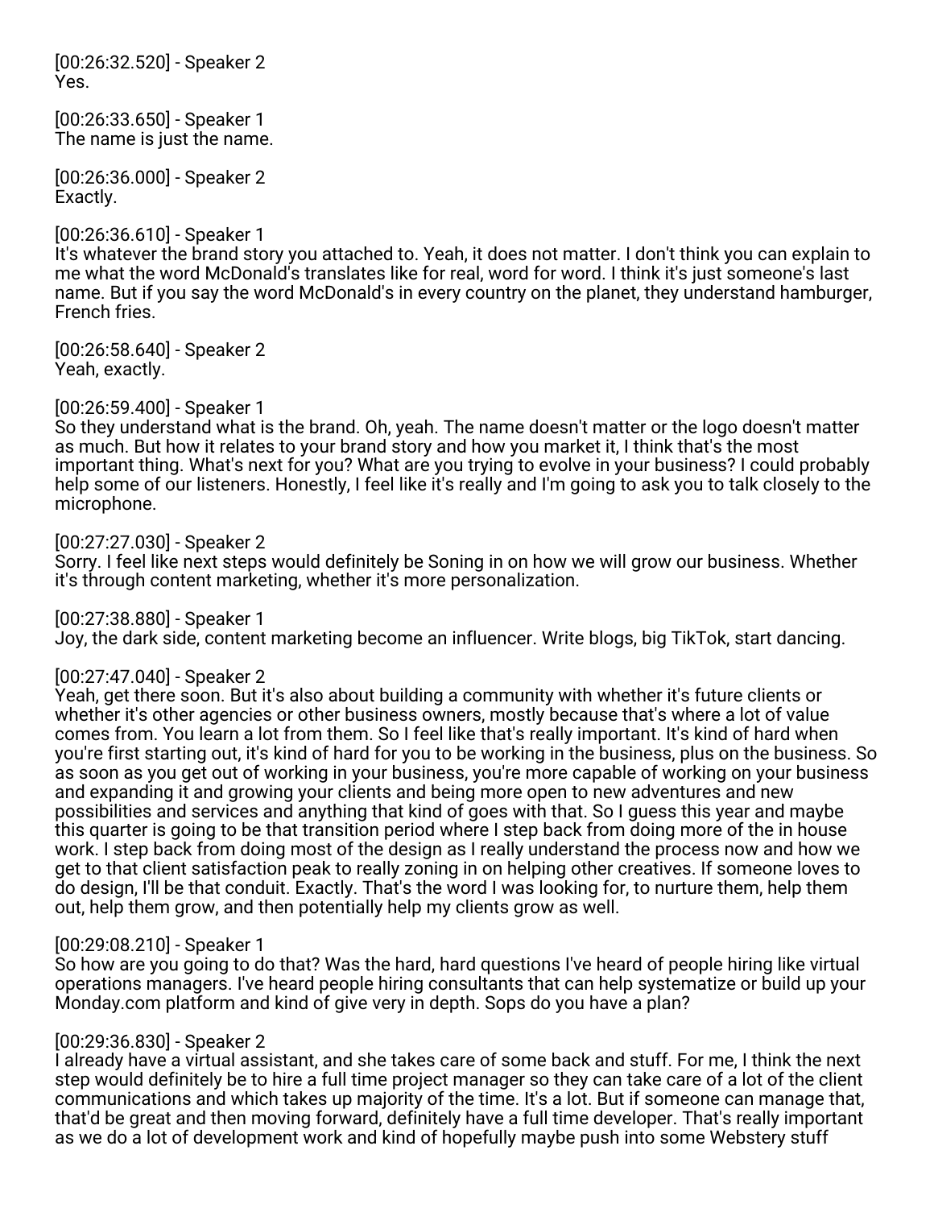[00:26:32.520] - Speaker 2
Yes.

[00:26:33.650] - Speaker 1
The name is just the name.

[00:26:36.000] - Speaker 2
Exactly.

[00:26:36.610] - Speaker 1
It's whatever the brand story you attached to. Yeah, it does not matter. I don't think you can explain to me what the word McDonald's translates like for real, word for word. I think it's just someone's last name. But if you say the word McDonald's in every country on the planet, they understand hamburger, French fries.

[00:26:58.640] - Speaker 2
Yeah, exactly.

[00:26:59.400] - Speaker 1
So they understand what is the brand. Oh, yeah. The name doesn't matter or the logo doesn't matter as much. But how it relates to your brand story and how you market it, I think that's the most important thing. What's next for you? What are you trying to evolve in your business? I could probably help some of our listeners. Honestly, I feel like it's really and I'm going to ask you to talk closely to the microphone.

[00:27:27.030] - Speaker 2
Sorry. I feel like next steps would definitely be Soning in on how we will grow our business. Whether it's through content marketing, whether it's more personalization.

[00:27:38.880] - Speaker 1
Joy, the dark side, content marketing become an influencer. Write blogs, big TikTok, start dancing.

[00:27:47.040] - Speaker 2
Yeah, get there soon. But it's also about building a community with whether it's future clients or whether it's other agencies or other business owners, mostly because that's where a lot of value comes from. You learn a lot from them. So I feel like that's really important. It's kind of hard when you're first starting out, it's kind of hard for you to be working in the business, plus on the business. So as soon as you get out of working in your business, you're more capable of working on your business and expanding it and growing your clients and being more open to new adventures and new possibilities and services and anything that kind of goes with that. So I guess this year and maybe this quarter is going to be that transition period where I step back from doing more of the in house work. I step back from doing most of the design as I really understand the process now and how we get to that client satisfaction peak to really zoning in on helping other creatives. If someone loves to do design, I'll be that conduit. Exactly. That's the word I was looking for, to nurture them, help them out, help them grow, and then potentially help my clients grow as well.

[00:29:08.210] - Speaker 1
So how are you going to do that? Was the hard, hard questions I've heard of people hiring like virtual operations managers. I've heard people hiring consultants that can help systematize or build up your Monday.com platform and kind of give very in depth. Sops do you have a plan?

[00:29:36.830] - Speaker 2
I already have a virtual assistant, and she takes care of some back and stuff. For me, I think the next step would definitely be to hire a full time project manager so they can take care of a lot of the client communications and which takes up majority of the time. It's a lot. But if someone can manage that, that'd be great and then moving forward, definitely have a full time developer. That's really important as we do a lot of development work and kind of hopefully maybe push into some Webstery stuff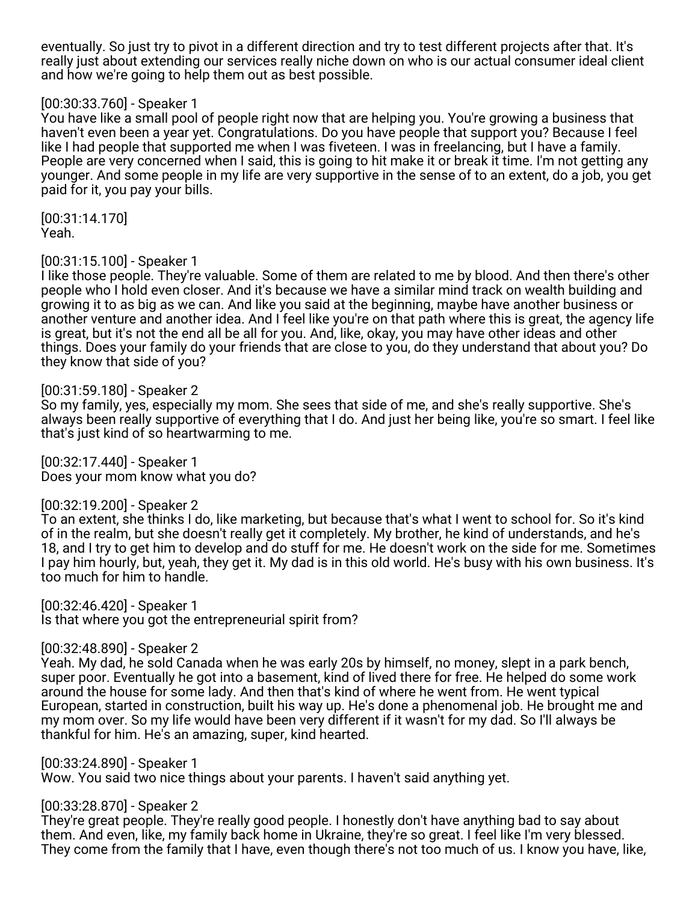eventually. So just try to pivot in a different direction and try to test different projects after that. It's really just about extending our services really niche down on who is our actual consumer ideal client and how we're going to help them out as best possible.

[00:30:33.760] - Speaker 1
You have like a small pool of people right now that are helping you. You're growing a business that haven't even been a year yet. Congratulations. Do you have people that support you? Because I feel like I had people that supported me when I was fiveteen. I was in freelancing, but I have a family. People are very concerned when I said, this is going to hit make it or break it time. I'm not getting any younger. And some people in my life are very supportive in the sense of to an extent, do a job, you get paid for it, you pay your bills.

[00:31:14.170]
Yeah.

[00:31:15.100] - Speaker 1
I like those people. They're valuable. Some of them are related to me by blood. And then there's other people who I hold even closer. And it's because we have a similar mind track on wealth building and growing it to as big as we can. And like you said at the beginning, maybe have another business or another venture and another idea. And I feel like you're on that path where this is great, the agency life is great, but it's not the end all be all for you. And, like, okay, you may have other ideas and other things. Does your family do your friends that are close to you, do they understand that about you? Do they know that side of you?

[00:31:59.180] - Speaker 2
So my family, yes, especially my mom. She sees that side of me, and she's really supportive. She's always been really supportive of everything that I do. And just her being like, you're so smart. I feel like that's just kind of so heartwarming to me.

[00:32:17.440] - Speaker 1
Does your mom know what you do?

[00:32:19.200] - Speaker 2
To an extent, she thinks I do, like marketing, but because that's what I went to school for. So it's kind of in the realm, but she doesn't really get it completely. My brother, he kind of understands, and he's 18, and I try to get him to develop and do stuff for me. He doesn't work on the side for me. Sometimes I pay him hourly, but, yeah, they get it. My dad is in this old world. He's busy with his own business. It's too much for him to handle.

[00:32:46.420] - Speaker 1
Is that where you got the entrepreneurial spirit from?

[00:32:48.890] - Speaker 2
Yeah. My dad, he sold Canada when he was early 20s by himself, no money, slept in a park bench, super poor. Eventually he got into a basement, kind of lived there for free. He helped do some work around the house for some lady. And then that's kind of where he went from. He went typical European, started in construction, built his way up. He's done a phenomenal job. He brought me and my mom over. So my life would have been very different if it wasn't for my dad. So I'll always be thankful for him. He's an amazing, super, kind hearted.

[00:33:24.890] - Speaker 1
Wow. You said two nice things about your parents. I haven't said anything yet.

[00:33:28.870] - Speaker 2
They're great people. They're really good people. I honestly don't have anything bad to say about them. And even, like, my family back home in Ukraine, they're so great. I feel like I'm very blessed. They come from the family that I have, even though there's not too much of us. I know you have, like,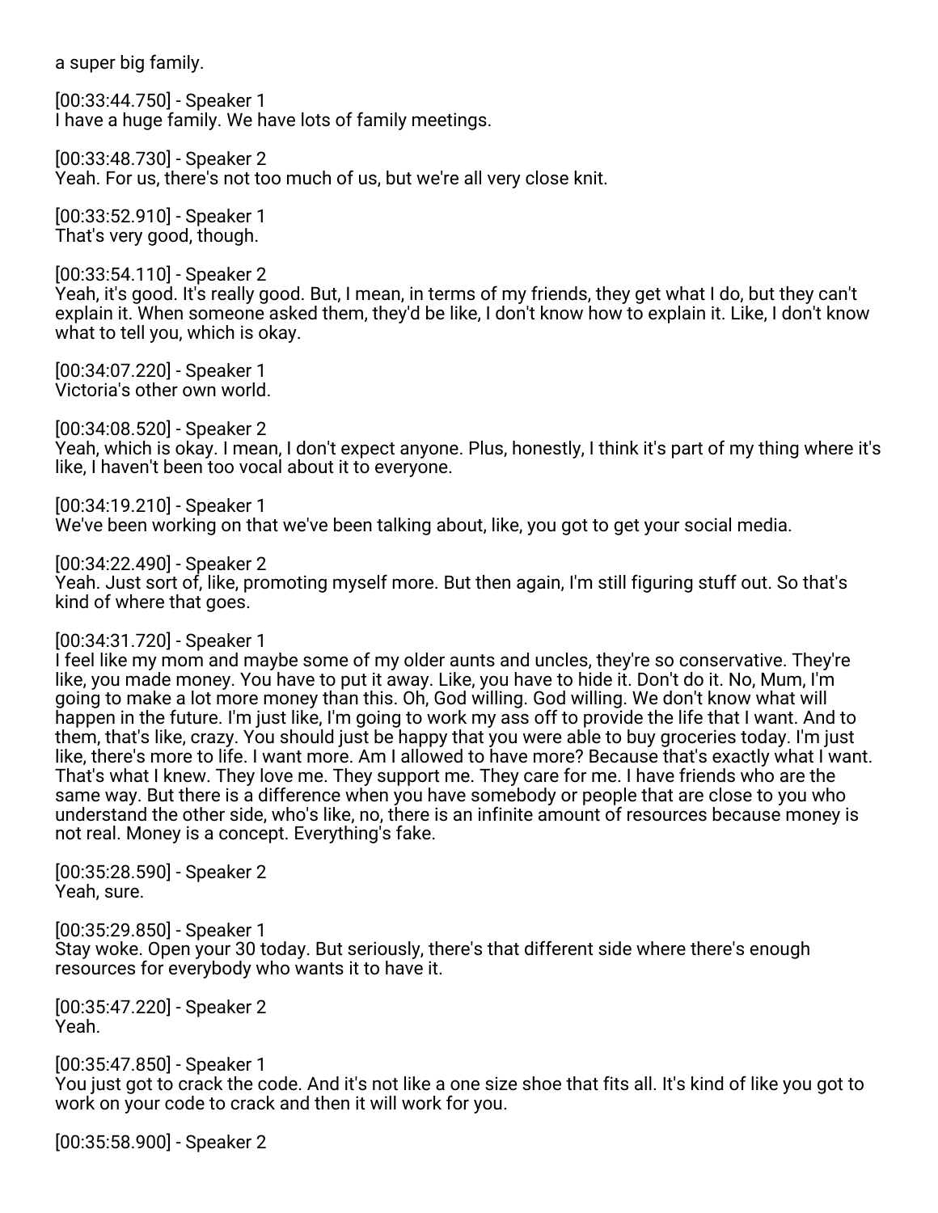a super big family.

[00:33:44.750] - Speaker 1
I have a huge family. We have lots of family meetings.

[00:33:48.730] - Speaker 2
Yeah. For us, there's not too much of us, but we're all very close knit.

[00:33:52.910] - Speaker 1
That's very good, though.

[00:33:54.110] - Speaker 2
Yeah, it's good. It's really good. But, I mean, in terms of my friends, they get what I do, but they can't explain it. When someone asked them, they'd be like, I don't know how to explain it. Like, I don't know what to tell you, which is okay.

[00:34:07.220] - Speaker 1
Victoria's other own world.

[00:34:08.520] - Speaker 2
Yeah, which is okay. I mean, I don't expect anyone. Plus, honestly, I think it's part of my thing where it's like, I haven't been too vocal about it to everyone.

[00:34:19.210] - Speaker 1
We've been working on that we've been talking about, like, you got to get your social media.

[00:34:22.490] - Speaker 2
Yeah. Just sort of, like, promoting myself more. But then again, I'm still figuring stuff out. So that's kind of where that goes.

[00:34:31.720] - Speaker 1
I feel like my mom and maybe some of my older aunts and uncles, they're so conservative. They're like, you made money. You have to put it away. Like, you have to hide it. Don't do it. No, Mum, I'm going to make a lot more money than this. Oh, God willing. God willing. We don't know what will happen in the future. I'm just like, I'm going to work my ass off to provide the life that I want. And to them, that's like, crazy. You should just be happy that you were able to buy groceries today. I'm just like, there's more to life. I want more. Am I allowed to have more? Because that's exactly what I want. That's what I knew. They love me. They support me. They care for me. I have friends who are the same way. But there is a difference when you have somebody or people that are close to you who understand the other side, who's like, no, there is an infinite amount of resources because money is not real. Money is a concept. Everything's fake.

[00:35:28.590] - Speaker 2
Yeah, sure.

[00:35:29.850] - Speaker 1
Stay woke. Open your 30 today. But seriously, there's that different side where there's enough resources for everybody who wants it to have it.

[00:35:47.220] - Speaker 2
Yeah.

[00:35:47.850] - Speaker 1
You just got to crack the code. And it's not like a one size shoe that fits all. It's kind of like you got to work on your code to crack and then it will work for you.

[00:35:58.900] - Speaker 2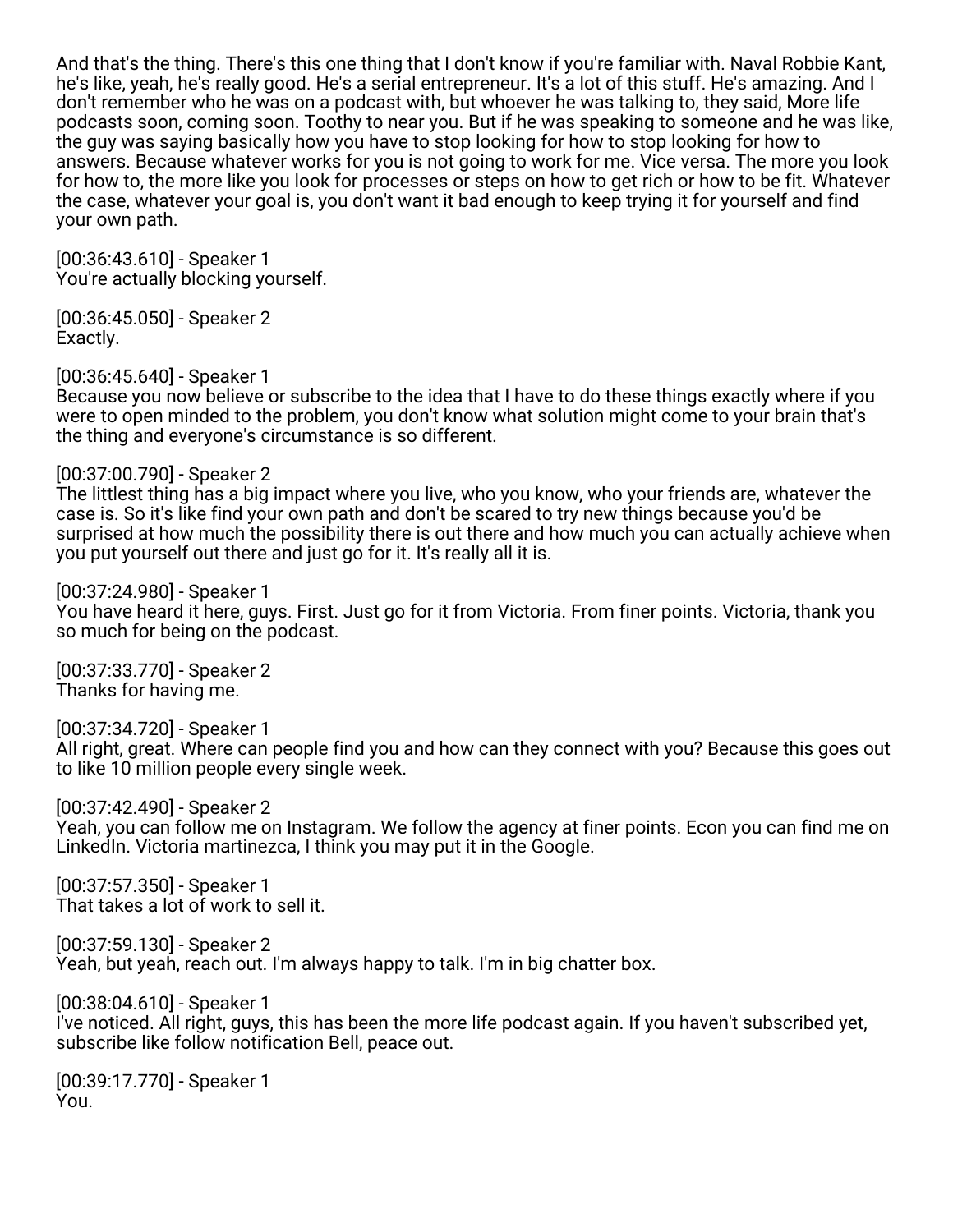And that's the thing. There's this one thing that I don't know if you're familiar with. Naval Robbie Kant, he's like, yeah, he's really good. He's a serial entrepreneur. It's a lot of this stuff. He's amazing. And I don't remember who he was on a podcast with, but whoever he was talking to, they said, More life podcasts soon, coming soon. Toothy to near you. But if he was speaking to someone and he was like, the guy was saying basically how you have to stop looking for how to stop looking for how to answers. Because whatever works for you is not going to work for me. Vice versa. The more you look for how to, the more like you look for processes or steps on how to get rich or how to be fit. Whatever the case, whatever your goal is, you don't want it bad enough to keep trying it for yourself and find your own path.

[00:36:43.610] - Speaker 1
You're actually blocking yourself.

[00:36:45.050] - Speaker 2
Exactly.

[00:36:45.640] - Speaker 1
Because you now believe or subscribe to the idea that I have to do these things exactly where if you were to open minded to the problem, you don't know what solution might come to your brain that's the thing and everyone's circumstance is so different.

[00:37:00.790] - Speaker 2
The littlest thing has a big impact where you live, who you know, who your friends are, whatever the case is. So it's like find your own path and don't be scared to try new things because you'd be surprised at how much the possibility there is out there and how much you can actually achieve when you put yourself out there and just go for it. It's really all it is.

[00:37:24.980] - Speaker 1
You have heard it here, guys. First. Just go for it from Victoria. From finer points. Victoria, thank you so much for being on the podcast.

[00:37:33.770] - Speaker 2
Thanks for having me.

[00:37:34.720] - Speaker 1
All right, great. Where can people find you and how can they connect with you? Because this goes out to like 10 million people every single week.

[00:37:42.490] - Speaker 2
Yeah, you can follow me on Instagram. We follow the agency at finer points. Econ you can find me on LinkedIn. Victoria martinezca, I think you may put it in the Google.

[00:37:57.350] - Speaker 1
That takes a lot of work to sell it.

[00:37:59.130] - Speaker 2
Yeah, but yeah, reach out. I'm always happy to talk. I'm in big chatter box.

[00:38:04.610] - Speaker 1
I've noticed. All right, guys, this has been the more life podcast again. If you haven't subscribed yet, subscribe like follow notification Bell, peace out.

[00:39:17.770] - Speaker 1
You.